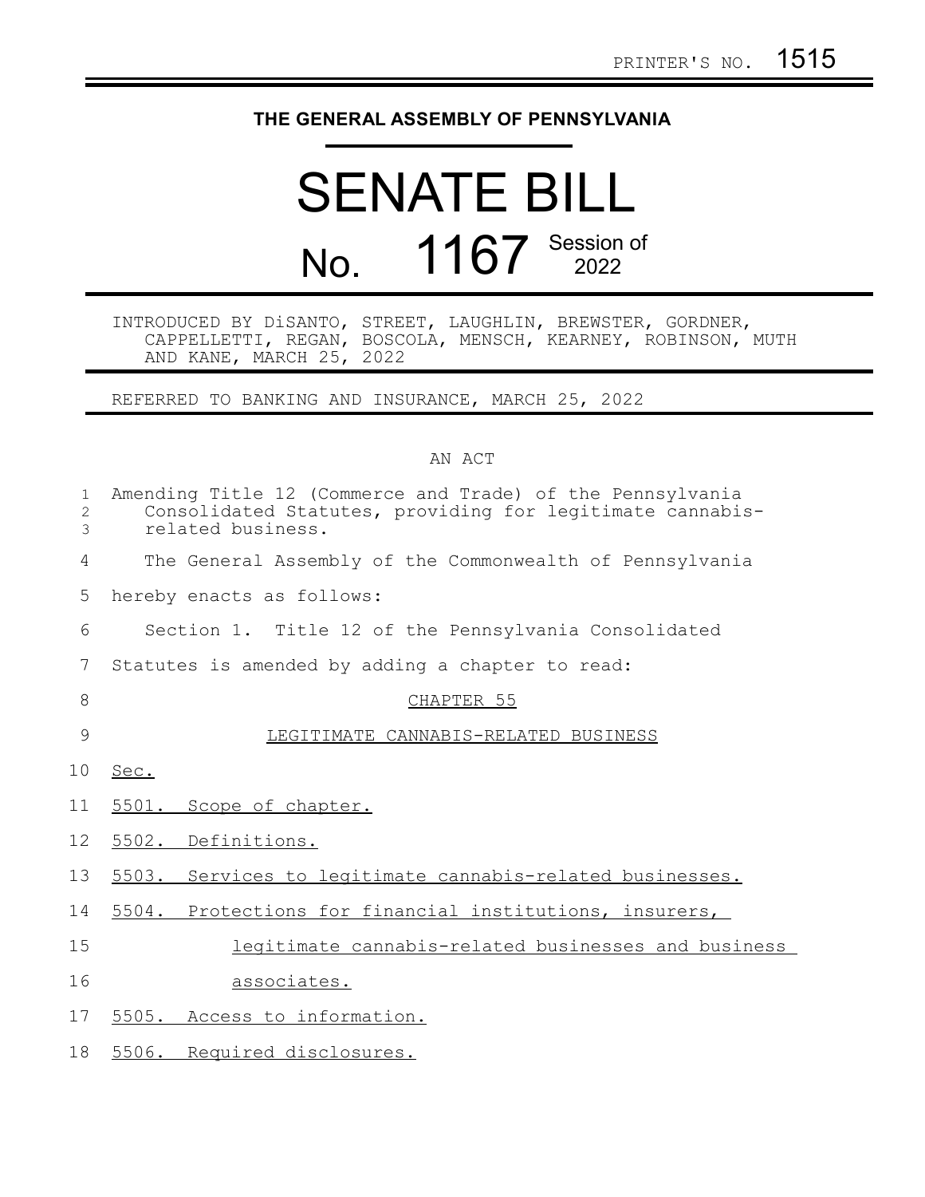PRINTER'S NO. 1515

# THE GENERAL ASSEMBLY OF PENNSYLVANIA

# SENATE BILL No. 1167 Session of 2022

INTRODUCED BY DiSANTO, STREET, LAUGHLIN, BREWSTER, GORDNER, CAPPELLETTI, REGAN, BOSCOLA, MENSCH, KEARNEY, ROBINSON, MUTH AND KANE, MARCH 25, 2022

REFERRED TO BANKING AND INSURANCE, MARCH 25, 2022

AN ACT

Amending Title 12 (Commerce and Trade) of the Pennsylvania Consolidated Statutes, providing for legitimate cannabis-related business.

The General Assembly of the Commonwealth of Pennsylvania hereby enacts as follows:

Section 1. Title 12 of the Pennsylvania Consolidated Statutes is amended by adding a chapter to read:

CHAPTER 55

LEGITIMATE CANNABIS-RELATED BUSINESS

Sec.

5501. Scope of chapter.

5502. Definitions.

5503. Services to legitimate cannabis-related businesses.

5504. Protections for financial institutions, insurers, legitimate cannabis-related businesses and business associates.

5505. Access to information.

5506. Required disclosures.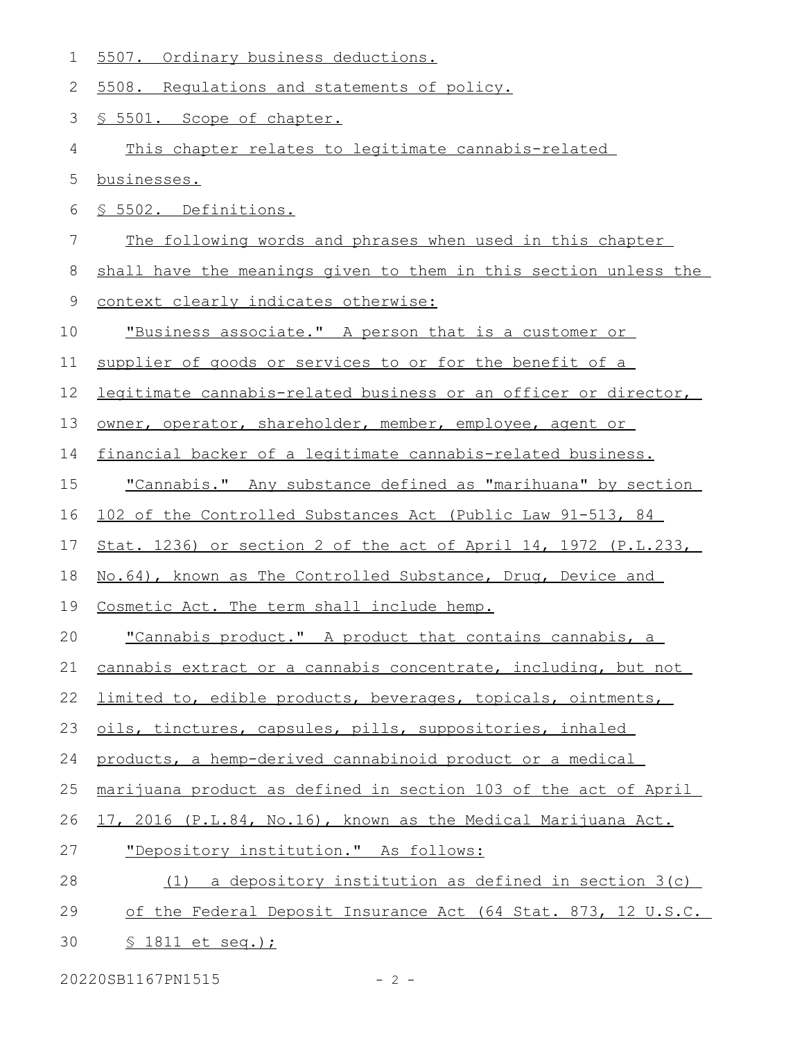5507. Ordinary business deductions.

5508. Regulations and statements of policy.

§ 5501. Scope of chapter.

This chapter relates to legitimate cannabis-related businesses.

§ 5502. Definitions.

The following words and phrases when used in this chapter shall have the meanings given to them in this section unless the context clearly indicates otherwise:

"Business associate." A person that is a customer or supplier of goods or services to or for the benefit of a legitimate cannabis-related business or an officer or director, owner, operator, shareholder, member, employee, agent or financial backer of a legitimate cannabis-related business.

"Cannabis." Any substance defined as "marihuana" by section 102 of the Controlled Substances Act (Public Law 91-513, 84 Stat. 1236) or section 2 of the act of April 14, 1972 (P.L.233, No.64), known as The Controlled Substance, Drug, Device and Cosmetic Act. The term shall include hemp.

"Cannabis product." A product that contains cannabis, a cannabis extract or a cannabis concentrate, including, but not limited to, edible products, beverages, topicals, ointments, oils, tinctures, capsules, pills, suppositories, inhaled products, a hemp-derived cannabinoid product or a medical marijuana product as defined in section 103 of the act of April 17, 2016 (P.L.84, No.16), known as the Medical Marijuana Act.

"Depository institution." As follows:

(1) a depository institution as defined in section 3(c) of the Federal Deposit Insurance Act (64 Stat. 873, 12 U.S.C. § 1811 et seq.);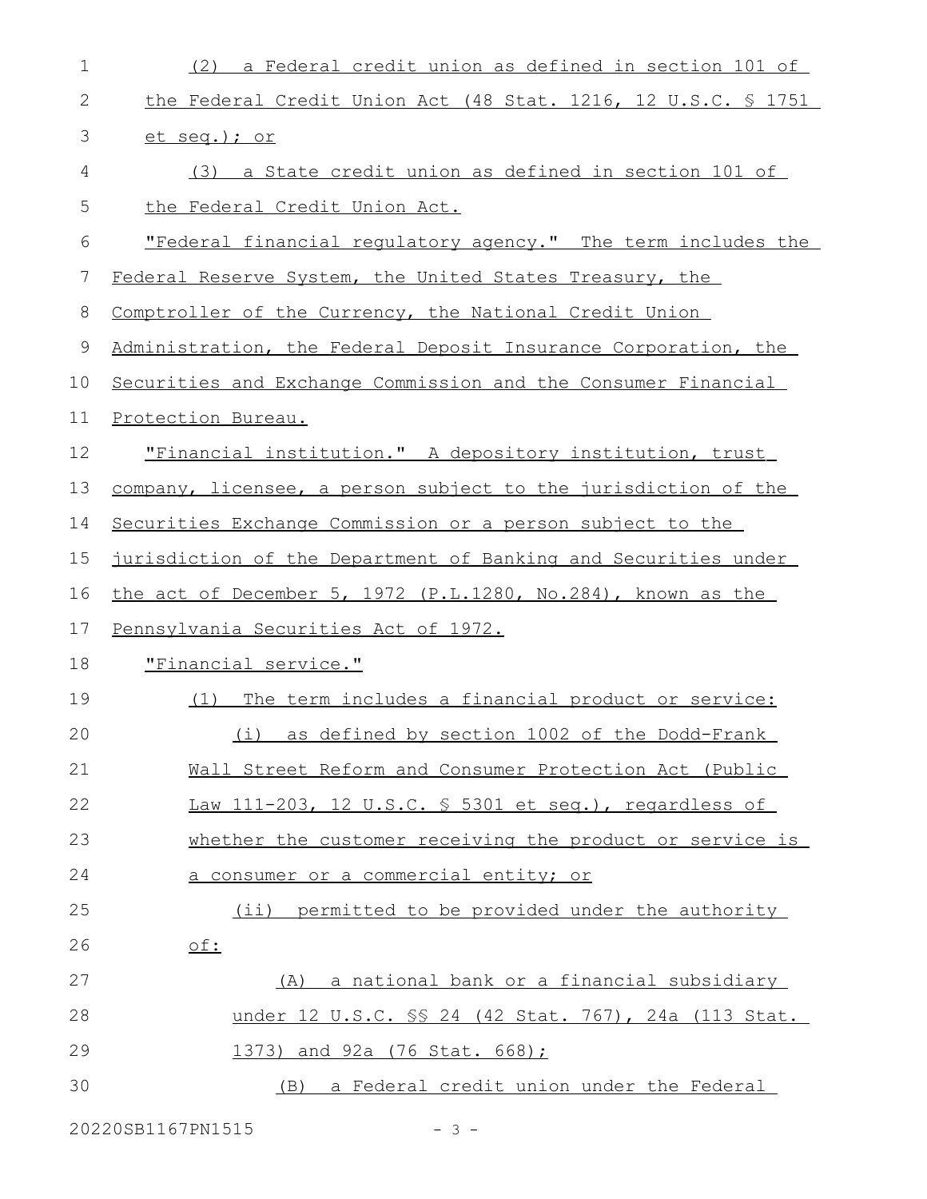(2) a Federal credit union as defined in section 101 of the Federal Credit Union Act (48 Stat. 1216, 12 U.S.C. § 1751 et seq.); or

(3) a State credit union as defined in section 101 of the Federal Credit Union Act.

"Federal financial regulatory agency." The term includes the Federal Reserve System, the United States Treasury, the Comptroller of the Currency, the National Credit Union Administration, the Federal Deposit Insurance Corporation, the Securities and Exchange Commission and the Consumer Financial Protection Bureau.

"Financial institution." A depository institution, trust company, licensee, a person subject to the jurisdiction of the Securities Exchange Commission or a person subject to the jurisdiction of the Department of Banking and Securities under the act of December 5, 1972 (P.L.1280, No.284), known as the Pennsylvania Securities Act of 1972.

"Financial service."

(1) The term includes a financial product or service:

(i) as defined by section 1002 of the Dodd-Frank Wall Street Reform and Consumer Protection Act (Public Law 111-203, 12 U.S.C. § 5301 et seq.), regardless of whether the customer receiving the product or service is a consumer or a commercial entity; or

(ii) permitted to be provided under the authority of:

(A) a national bank or a financial subsidiary under 12 U.S.C. §§ 24 (42 Stat. 767), 24a (113 Stat. 1373) and 92a (76 Stat. 668);

(B) a Federal credit union under the Federal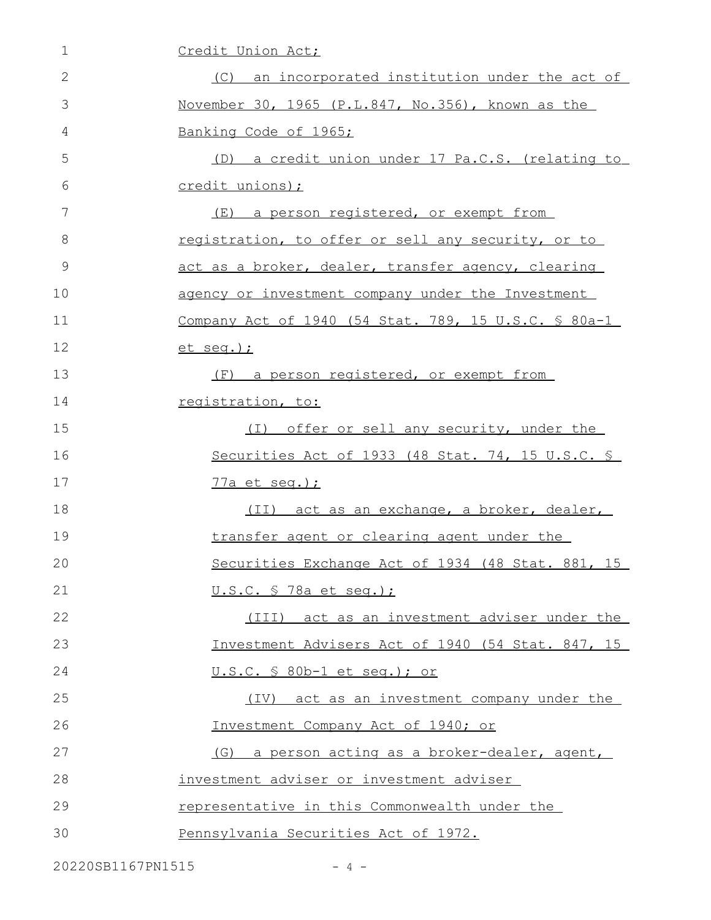Credit Union Act;

(C) an incorporated institution under the act of November 30, 1965 (P.L.847, No.356), known as the Banking Code of 1965;

(D) a credit union under 17 Pa.C.S. (relating to credit unions);

(E) a person registered, or exempt from registration, to offer or sell any security, or to act as a broker, dealer, transfer agency, clearing agency or investment company under the Investment Company Act of 1940 (54 Stat. 789, 15 U.S.C. § 80a-1 et seq.);

(F) a person registered, or exempt from registration, to:

(I) offer or sell any security, under the Securities Act of 1933 (48 Stat. 74, 15 U.S.C. § 77a et seq.);

(II) act as an exchange, a broker, dealer, transfer agent or clearing agent under the Securities Exchange Act of 1934 (48 Stat. 881, 15 U.S.C. § 78a et seq.);

(III) act as an investment adviser under the Investment Advisers Act of 1940 (54 Stat. 847, 15 U.S.C. § 80b-1 et seq.); or

(IV) act as an investment company under the Investment Company Act of 1940; or

(G) a person acting as a broker-dealer, agent, investment adviser or investment adviser representative in this Commonwealth under the Pennsylvania Securities Act of 1972.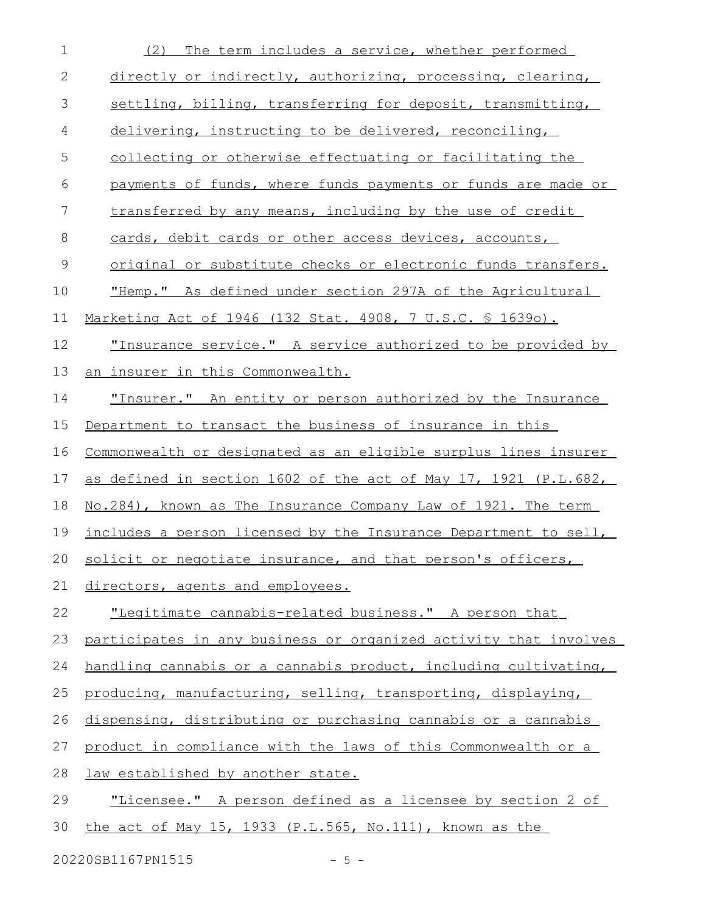(2) The term includes a service, whether performed directly or indirectly, authorizing, processing, clearing, settling, billing, transferring for deposit, transmitting, delivering, instructing to be delivered, reconciling, collecting or otherwise effectuating or facilitating the payments of funds, where funds payments or funds are made or transferred by any means, including by the use of credit cards, debit cards or other access devices, accounts, original or substitute checks or electronic funds transfers.

"Hemp." As defined under section 297A of the Agricultural Marketing Act of 1946 (132 Stat. 4908, 7 U.S.C. § 1639o).

"Insurance service." A service authorized to be provided by an insurer in this Commonwealth.

"Insurer." An entity or person authorized by the Insurance Department to transact the business of insurance in this Commonwealth or designated as an eligible surplus lines insurer as defined in section 1602 of the act of May 17, 1921 (P.L.682, No.284), known as The Insurance Company Law of 1921. The term includes a person licensed by the Insurance Department to sell, solicit or negotiate insurance, and that person's officers, directors, agents and employees.

"Legitimate cannabis-related business." A person that participates in any business or organized activity that involves handling cannabis or a cannabis product, including cultivating, producing, manufacturing, selling, transporting, displaying, dispensing, distributing or purchasing cannabis or a cannabis product in compliance with the laws of this Commonwealth or a law established by another state.

"Licensee." A person defined as a licensee by section 2 of the act of May 15, 1933 (P.L.565, No.111), known as the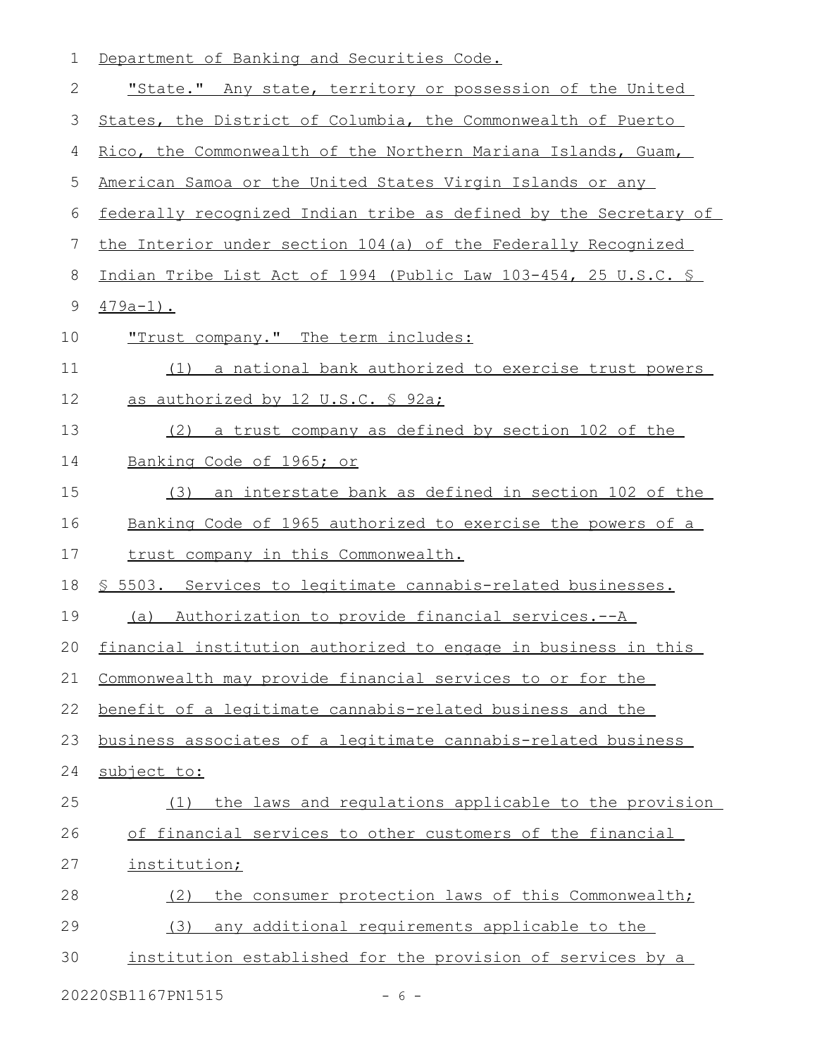Department of Banking and Securities Code.

"State." Any state, territory or possession of the United States, the District of Columbia, the Commonwealth of Puerto Rico, the Commonwealth of the Northern Mariana Islands, Guam, American Samoa or the United States Virgin Islands or any federally recognized Indian tribe as defined by the Secretary of the Interior under section 104(a) of the Federally Recognized Indian Tribe List Act of 1994 (Public Law 103-454, 25 U.S.C. § 479a-1).

"Trust company." The term includes:

(1) a national bank authorized to exercise trust powers as authorized by 12 U.S.C. § 92a;

(2) a trust company as defined by section 102 of the Banking Code of 1965; or

(3) an interstate bank as defined in section 102 of the Banking Code of 1965 authorized to exercise the powers of a trust company in this Commonwealth.

§ 5503. Services to legitimate cannabis-related businesses.

(a) Authorization to provide financial services.--A financial institution authorized to engage in business in this Commonwealth may provide financial services to or for the benefit of a legitimate cannabis-related business and the business associates of a legitimate cannabis-related business subject to:

(1) the laws and regulations applicable to the provision of financial services to other customers of the financial institution;

(2) the consumer protection laws of this Commonwealth;

(3) any additional requirements applicable to the institution established for the provision of services by a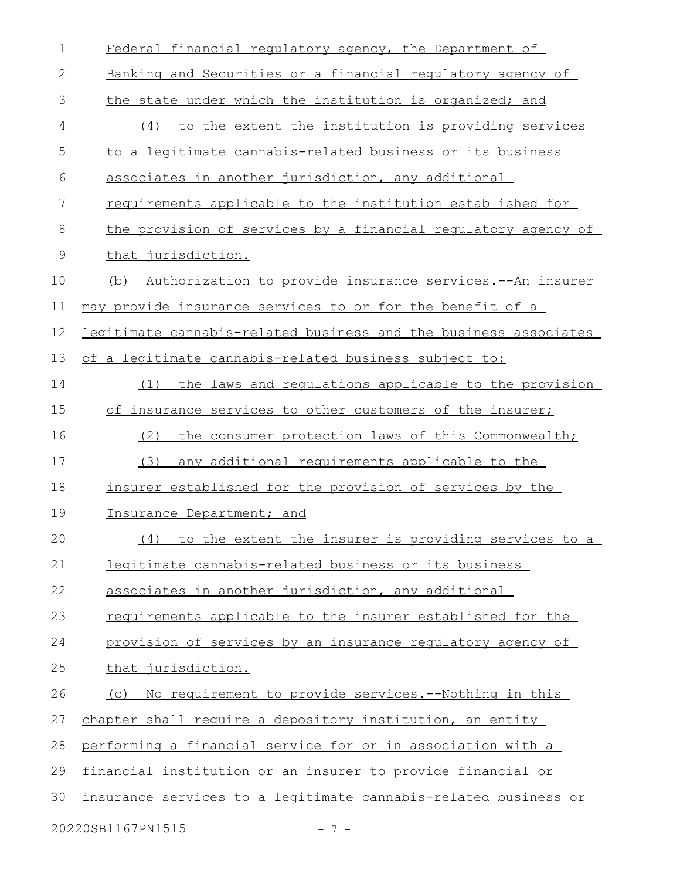Federal financial regulatory agency, the Department of Banking and Securities or a financial regulatory agency of the state under which the institution is organized; and

(4) to the extent the institution is providing services to a legitimate cannabis-related business or its business associates in another jurisdiction, any additional requirements applicable to the institution established for the provision of services by a financial regulatory agency of that jurisdiction.

(b) Authorization to provide insurance services.--An insurer may provide insurance services to or for the benefit of a legitimate cannabis-related business and the business associates of a legitimate cannabis-related business subject to:

(1) the laws and regulations applicable to the provision of insurance services to other customers of the insurer;

(2) the consumer protection laws of this Commonwealth;

(3) any additional requirements applicable to the insurer established for the provision of services by the Insurance Department; and

(4) to the extent the insurer is providing services to a legitimate cannabis-related business or its business associates in another jurisdiction, any additional requirements applicable to the insurer established for the provision of services by an insurance regulatory agency of that jurisdiction.

(c) No requirement to provide services.--Nothing in this chapter shall require a depository institution, an entity performing a financial service for or in association with a financial institution or an insurer to provide financial or insurance services to a legitimate cannabis-related business or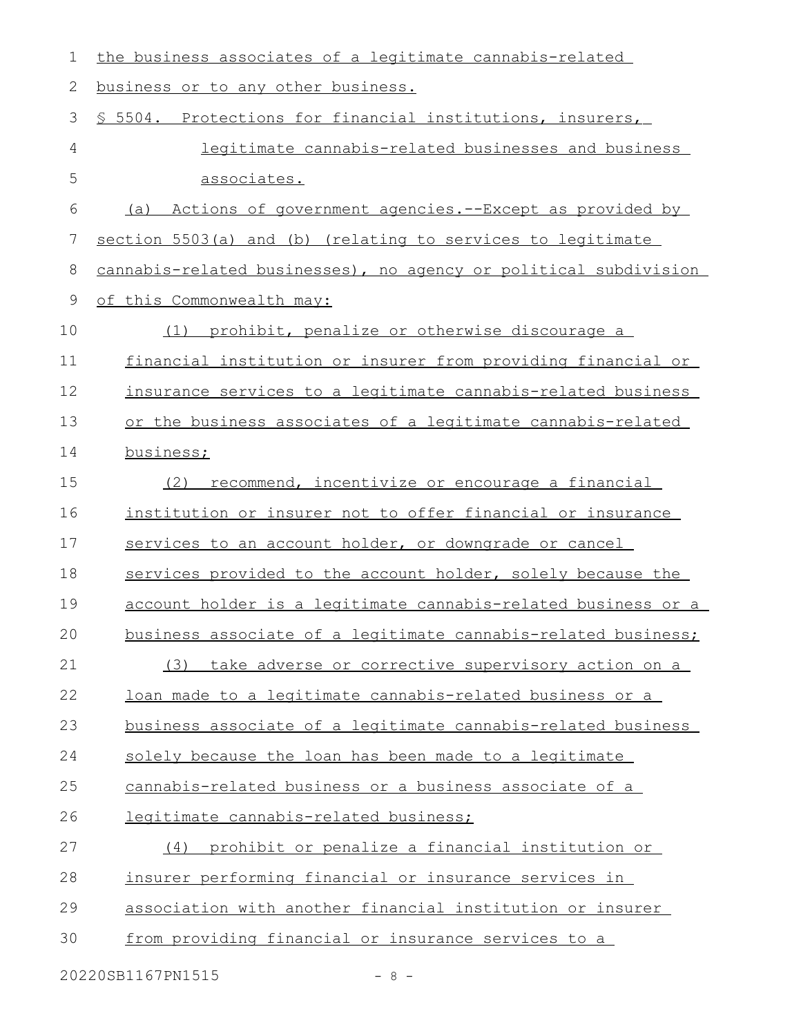the business associates of a legitimate cannabis-related business or to any other business.

§ 5504. Protections for financial institutions, insurers, legitimate cannabis-related businesses and business associates.

(a) Actions of government agencies.--Except as provided by section 5503(a) and (b) (relating to services to legitimate cannabis-related businesses), no agency or political subdivision of this Commonwealth may:

(1) prohibit, penalize or otherwise discourage a financial institution or insurer from providing financial or insurance services to a legitimate cannabis-related business or the business associates of a legitimate cannabis-related business;

(2) recommend, incentivize or encourage a financial institution or insurer not to offer financial or insurance services to an account holder, or downgrade or cancel services provided to the account holder, solely because the account holder is a legitimate cannabis-related business or a business associate of a legitimate cannabis-related business;

(3) take adverse or corrective supervisory action on a loan made to a legitimate cannabis-related business or a business associate of a legitimate cannabis-related business solely because the loan has been made to a legitimate cannabis-related business or a business associate of a legitimate cannabis-related business;

(4) prohibit or penalize a financial institution or insurer performing financial or insurance services in association with another financial institution or insurer from providing financial or insurance services to a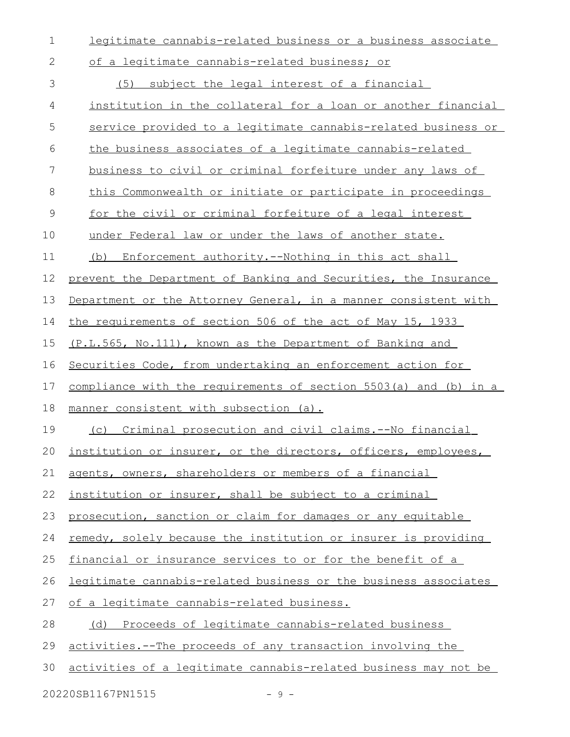legitimate cannabis-related business or a business associate of a legitimate cannabis-related business; or

(5) subject the legal interest of a financial institution in the collateral for a loan or another financial service provided to a legitimate cannabis-related business or the business associates of a legitimate cannabis-related business to civil or criminal forfeiture under any laws of this Commonwealth or initiate or participate in proceedings for the civil or criminal forfeiture of a legal interest under Federal law or under the laws of another state.

(b) Enforcement authority.--Nothing in this act shall prevent the Department of Banking and Securities, the Insurance Department or the Attorney General, in a manner consistent with the requirements of section 506 of the act of May 15, 1933 (P.L.565, No.111), known as the Department of Banking and Securities Code, from undertaking an enforcement action for compliance with the requirements of section 5503(a) and (b) in a manner consistent with subsection (a).

(c) Criminal prosecution and civil claims.--No financial institution or insurer, or the directors, officers, employees, agents, owners, shareholders or members of a financial institution or insurer, shall be subject to a criminal prosecution, sanction or claim for damages or any equitable remedy, solely because the institution or insurer is providing financial or insurance services to or for the benefit of a legitimate cannabis-related business or the business associates of a legitimate cannabis-related business.

(d) Proceeds of legitimate cannabis-related business activities.--The proceeds of any transaction involving the activities of a legitimate cannabis-related business may not be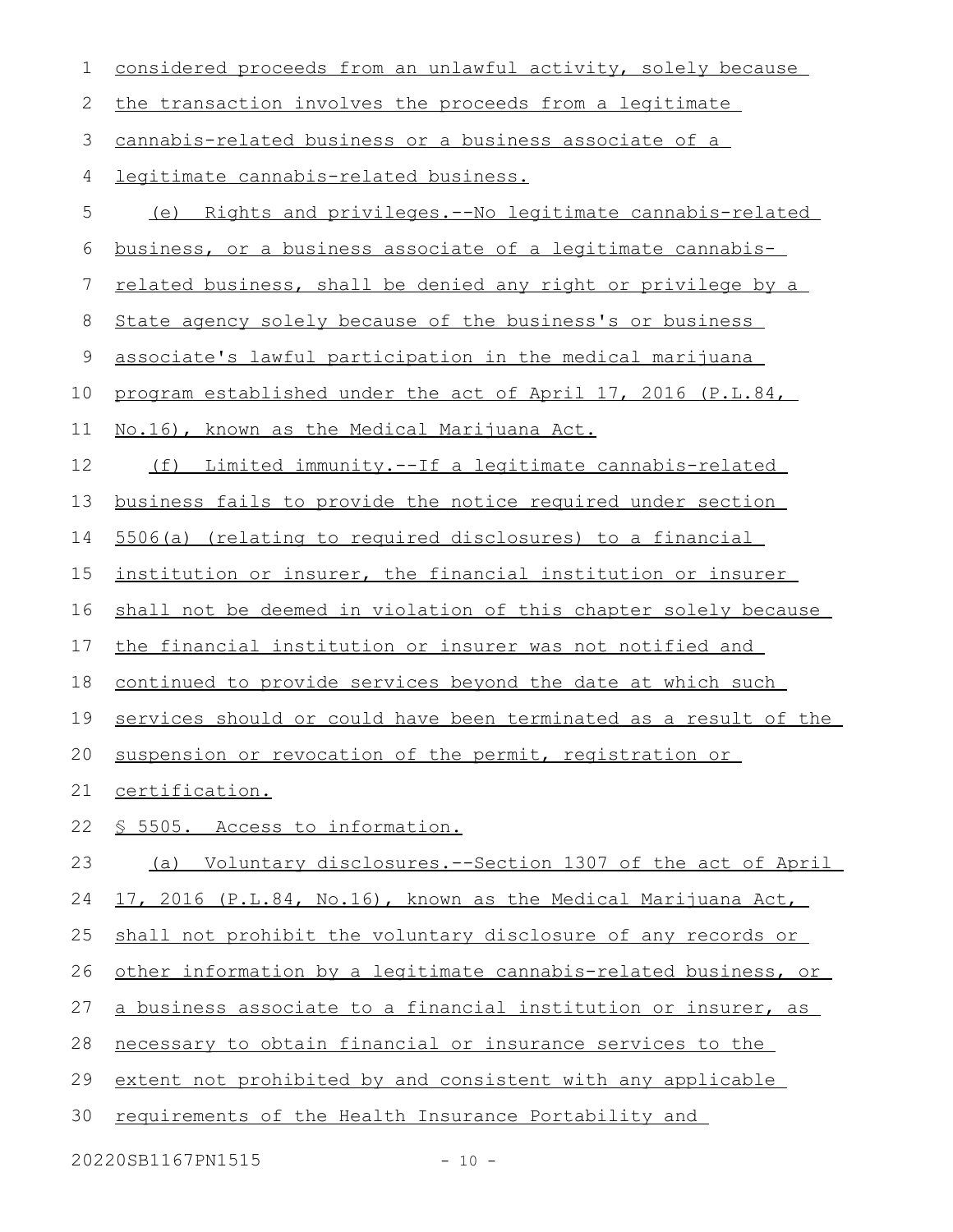considered proceeds from an unlawful activity, solely because the transaction involves the proceeds from a legitimate cannabis-related business or a business associate of a legitimate cannabis-related business.

(e) Rights and privileges.--No legitimate cannabis-related business, or a business associate of a legitimate cannabis-related business, shall be denied any right or privilege by a State agency solely because of the business's or business associate's lawful participation in the medical marijuana program established under the act of April 17, 2016 (P.L.84, No.16), known as the Medical Marijuana Act.

(f) Limited immunity.--If a legitimate cannabis-related business fails to provide the notice required under section 5506(a) (relating to required disclosures) to a financial institution or insurer, the financial institution or insurer shall not be deemed in violation of this chapter solely because the financial institution or insurer was not notified and continued to provide services beyond the date at which such services should or could have been terminated as a result of the suspension or revocation of the permit, registration or certification.

§ 5505. Access to information.

(a) Voluntary disclosures.--Section 1307 of the act of April 17, 2016 (P.L.84, No.16), known as the Medical Marijuana Act, shall not prohibit the voluntary disclosure of any records or other information by a legitimate cannabis-related business, or a business associate to a financial institution or insurer, as necessary to obtain financial or insurance services to the extent not prohibited by and consistent with any applicable requirements of the Health Insurance Portability and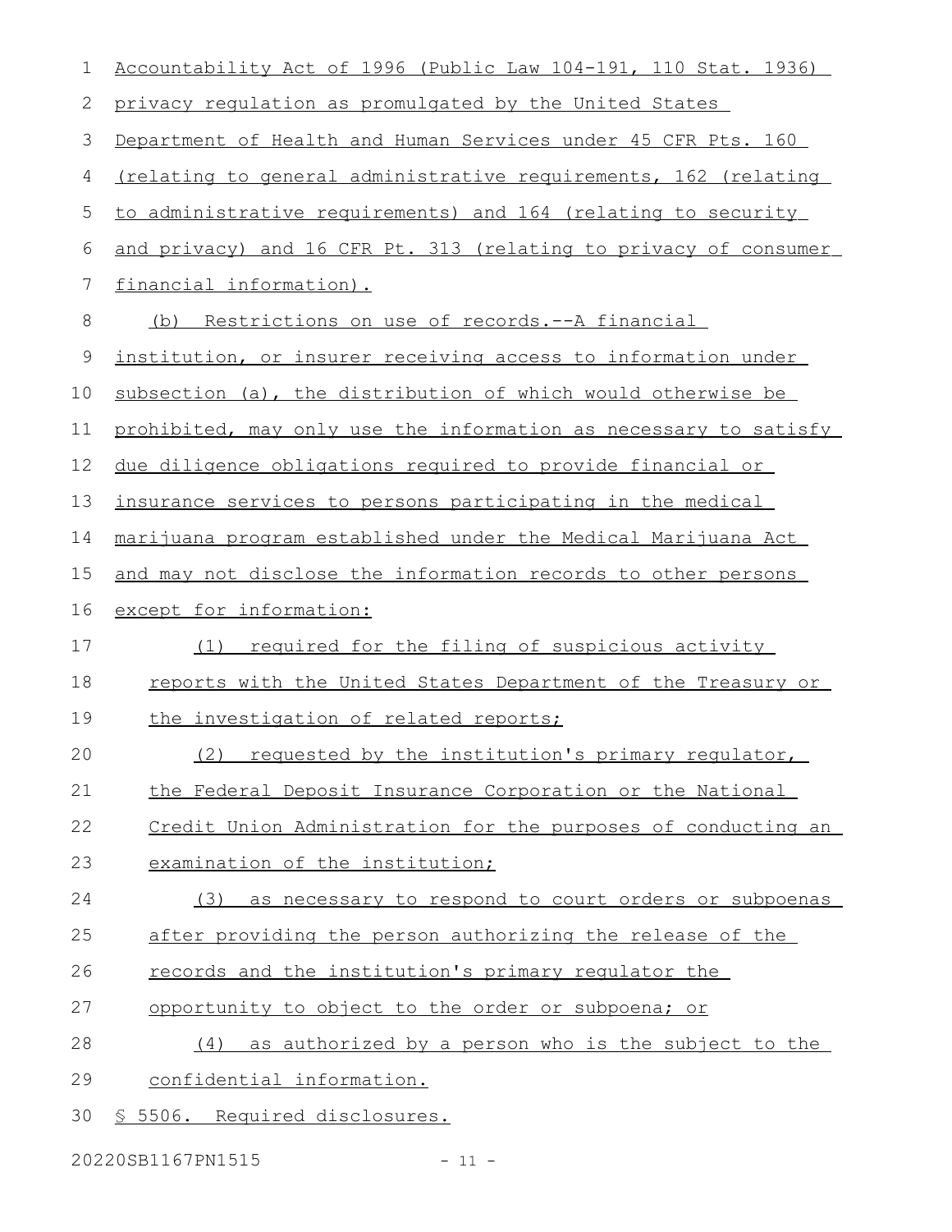Accountability Act of 1996 (Public Law 104-191, 110 Stat. 1936) privacy regulation as promulgated by the United States Department of Health and Human Services under 45 CFR Pts. 160 (relating to general administrative requirements, 162 (relating to administrative requirements) and 164 (relating to security and privacy) and 16 CFR Pt. 313 (relating to privacy of consumer financial information).

(b) Restrictions on use of records.--A financial institution, or insurer receiving access to information under subsection (a), the distribution of which would otherwise be prohibited, may only use the information as necessary to satisfy due diligence obligations required to provide financial or insurance services to persons participating in the medical marijuana program established under the Medical Marijuana Act and may not disclose the information records to other persons except for information:

(1) required for the filing of suspicious activity reports with the United States Department of the Treasury or the investigation of related reports;

(2) requested by the institution's primary regulator, the Federal Deposit Insurance Corporation or the National Credit Union Administration for the purposes of conducting an examination of the institution;

(3) as necessary to respond to court orders or subpoenas after providing the person authorizing the release of the records and the institution's primary regulator the opportunity to object to the order or subpoena; or

(4) as authorized by a person who is the subject to the confidential information.

§ 5506. Required disclosures.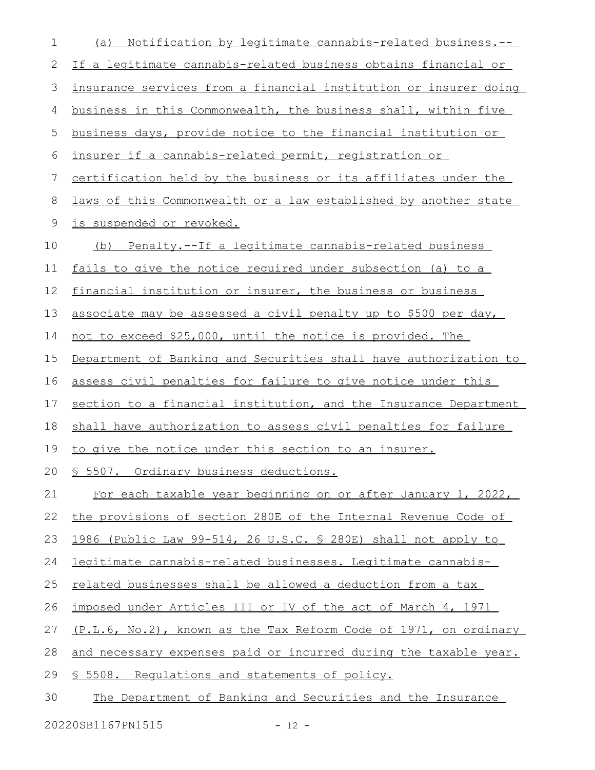(a) Notification by legitimate cannabis-related business.--If a legitimate cannabis-related business obtains financial or insurance services from a financial institution or insurer doing business in this Commonwealth, the business shall, within five business days, provide notice to the financial institution or insurer if a cannabis-related permit, registration or certification held by the business or its affiliates under the laws of this Commonwealth or a law established by another state is suspended or revoked.

(b) Penalty.--If a legitimate cannabis-related business fails to give the notice required under subsection (a) to a financial institution or insurer, the business or business associate may be assessed a civil penalty up to $500 per day, not to exceed $25,000, until the notice is provided. The Department of Banking and Securities shall have authorization to assess civil penalties for failure to give notice under this section to a financial institution, and the Insurance Department shall have authorization to assess civil penalties for failure to give the notice under this section to an insurer.

§ 5507. Ordinary business deductions.

For each taxable year beginning on or after January 1, 2022, the provisions of section 280E of the Internal Revenue Code of 1986 (Public Law 99-514, 26 U.S.C. § 280E) shall not apply to legitimate cannabis-related businesses. Legitimate cannabis-related businesses shall be allowed a deduction from a tax imposed under Articles III or IV of the act of March 4, 1971 (P.L.6, No.2), known as the Tax Reform Code of 1971, on ordinary and necessary expenses paid or incurred during the taxable year.

§ 5508. Regulations and statements of policy.

The Department of Banking and Securities and the Insurance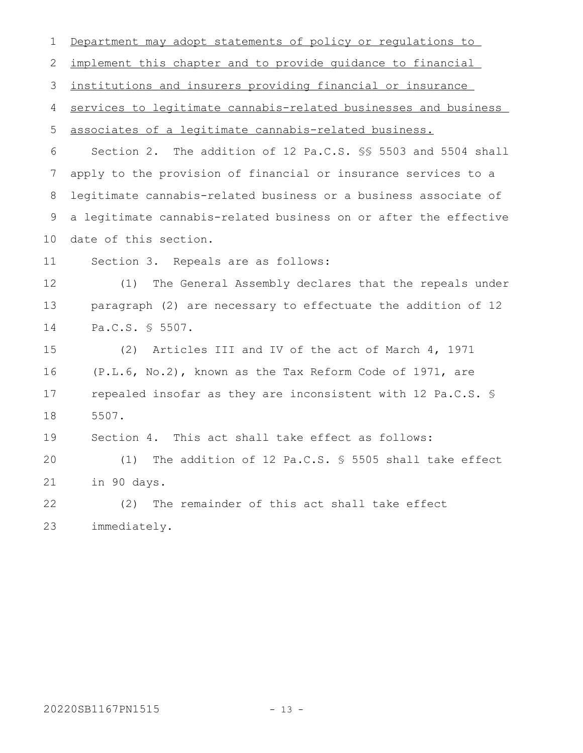Department may adopt statements of policy or regulations to implement this chapter and to provide guidance to financial institutions and insurers providing financial or insurance services to legitimate cannabis-related businesses and business associates of a legitimate cannabis-related business.

Section 2. The addition of 12 Pa.C.S. §§ 5503 and 5504 shall apply to the provision of financial or insurance services to a legitimate cannabis-related business or a business associate of a legitimate cannabis-related business on or after the effective date of this section.

Section 3. Repeals are as follows:

(1) The General Assembly declares that the repeals under paragraph (2) are necessary to effectuate the addition of 12 Pa.C.S. § 5507.

(2) Articles III and IV of the act of March 4, 1971 (P.L.6, No.2), known as the Tax Reform Code of 1971, are repealed insofar as they are inconsistent with 12 Pa.C.S. § 5507.

Section 4. This act shall take effect as follows:

(1) The addition of 12 Pa.C.S. § 5505 shall take effect in 90 days.

(2) The remainder of this act shall take effect immediately.